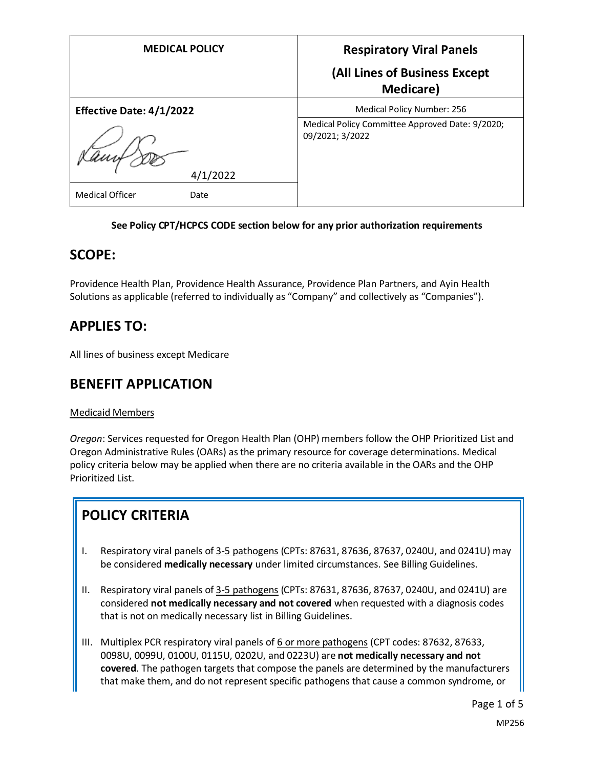| MEDICAL POLICY | Respiratory Viral Panels (All Lines of Business Except Medicare) |
|---|---|
| **Effective Date: 4/1/2022** | Medical Policy Number: 256 |
| 4/1/2022 | Medical Policy Committee Approved Date: 9/2020; 09/2021; 3/2022 |
| Medical Officer Date | |

**See Policy CPT/HCPCS CODE section below for any prior authorization requirements**

## SCOPE:

Providence Health Plan, Providence Health Assurance, Providence Plan Partners, and Ayin Health Solutions as applicable (referred to individually as "Company" and collectively as "Companies").

## APPLIES TO:

All lines of business except Medicare

## BENEFIT APPLICATION

Medicaid Members

*Oregon*: Services requested for Oregon Health Plan (OHP) members follow the OHP Prioritized List and Oregon Administrative Rules (OARs) as the primary resource for coverage determinations. Medical policy criteria below may be applied when there are no criteria available in the OARs and the OHP Prioritized List.

## POLICY CRITERIA

I. Respiratory viral panels of 3-5 pathogens (CPTs: 87631, 87636, 87637, 0240U, and 0241U) may be considered **medically necessary** under limited circumstances. See Billing Guidelines.

II. Respiratory viral panels of 3-5 pathogens (CPTs: 87631, 87636, 87637, 0240U, and 0241U) are considered **not medically necessary and not covered** when requested with a diagnosis codes that is not on medically necessary list in Billing Guidelines.

III. Multiplex PCR respiratory viral panels of 6 or more pathogens (CPT codes: 87632, 87633, 0098U, 0099U, 0100U, 0115U, 0202U, and 0223U) are **not medically necessary and not covered**. The pathogen targets that compose the panels are determined by the manufacturers that make them, and do not represent specific pathogens that cause a common syndrome, or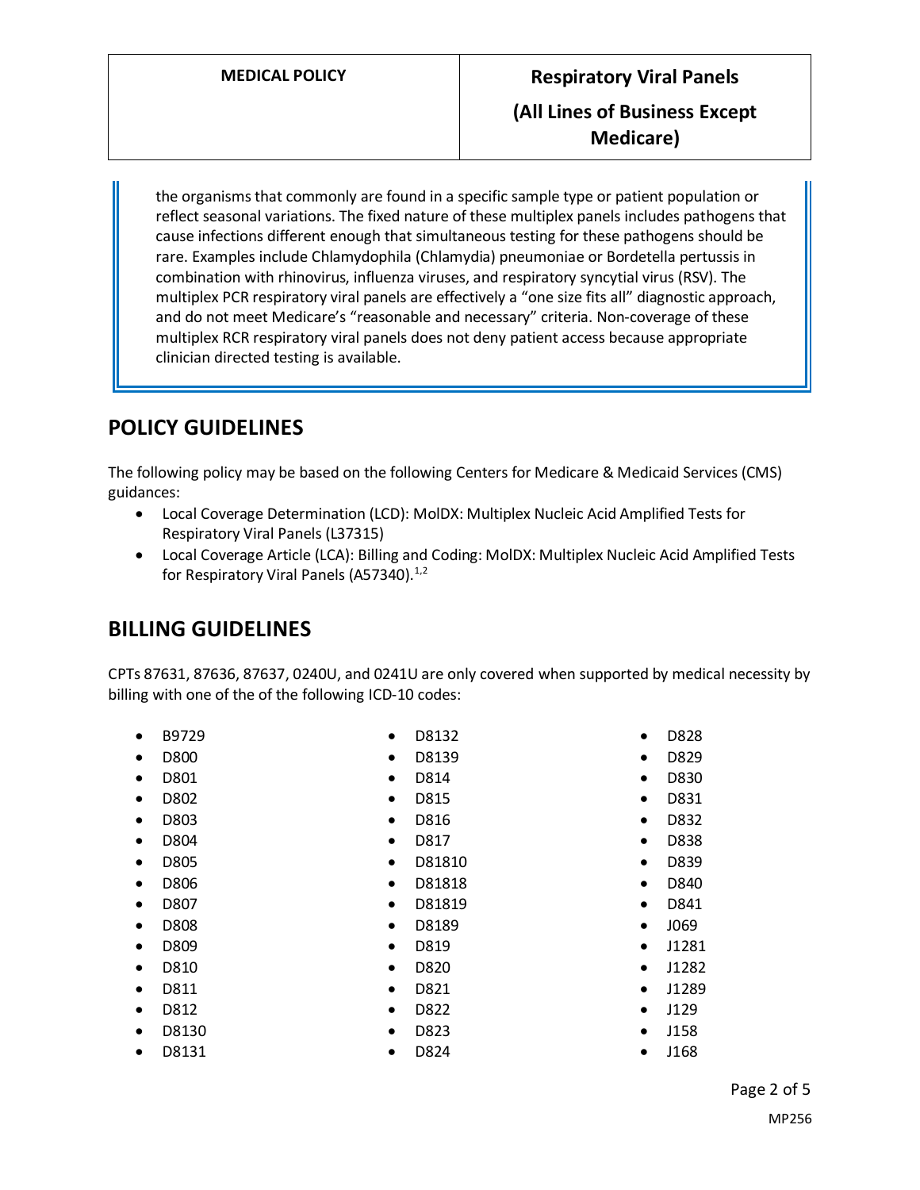the organisms that commonly are found in a specific sample type or patient population or reflect seasonal variations. The fixed nature of these multiplex panels includes pathogens that cause infections different enough that simultaneous testing for these pathogens should be rare. Examples include Chlamydophila (Chlamydia) pneumoniae or Bordetella pertussis in combination with rhinovirus, influenza viruses, and respiratory syncytial virus (RSV). The multiplex PCR respiratory viral panels are effectively a "one size fits all" diagnostic approach, and do not meet Medicare's "reasonable and necessary" criteria. Non-coverage of these multiplex RCR respiratory viral panels does not deny patient access because appropriate clinician directed testing is available.

## POLICY GUIDELINES

The following policy may be based on the following Centers for Medicare & Medicaid Services (CMS) guidances:

- Local Coverage Determination (LCD): MolDX: Multiplex Nucleic Acid Amplified Tests for Respiratory Viral Panels (L37315)
- Local Coverage Article (LCA): Billing and Coding: MolDX: Multiplex Nucleic Acid Amplified Tests for Respiratory Viral Panels (A57340).[1,2]

## BILLING GUIDELINES

CPTs 87631, 87636, 87637, 0240U, and 0241U are only covered when supported by medical necessity by billing with one of the of the following ICD-10 codes:

- B9729
- D800
- D801
- D802
- D803
- D804
- D805
- D806
- D807
- D808
- D809
- D810
- D811
- D812
- D8130
- D8131
- D8132
- D8139
- D814
- D815
- D816
- D817
- D81810
- D81818
- D81819
- D8189
- D819
- D820
- D821
- D822
- D823
- D824
- D828
- D829
- D830
- D831
- D832
- D838
- D839
- D840
- D841
- J069
- J1281
- J1282
- J1289
- J129
- J158
- J168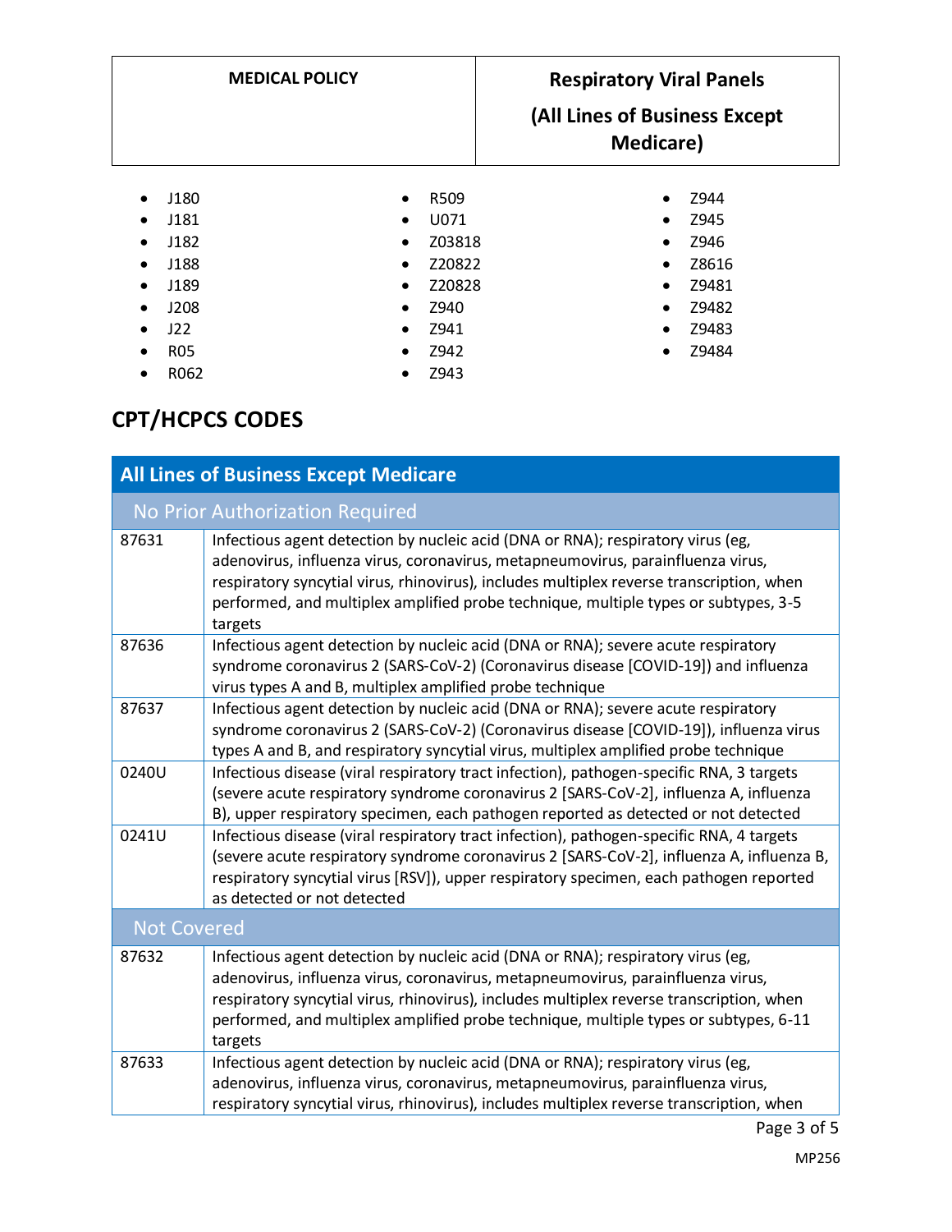- J180
- J181
- J182
- J188
- J189
- J208
- J22
- R05
- R062
- R509
- U071
- Z03818
- Z20822
- Z20828
- Z940
- Z941
- Z942
- Z943
- Z944
- Z945
- Z946
- Z8616
- Z9481
- Z9482
- Z9483
- Z9484

## CPT/HCPCS CODES

| All Lines of Business Except Medicare | |
|---|---|
| **No Prior Authorization Required** | |
| 87631 | Infectious agent detection by nucleic acid (DNA or RNA); respiratory virus (eg, adenovirus, influenza virus, coronavirus, metapneumovirus, parainfluenza virus, respiratory syncytial virus, rhinovirus), includes multiplex reverse transcription, when performed, and multiplex amplified probe technique, multiple types or subtypes, 3-5 targets |
| 87636 | Infectious agent detection by nucleic acid (DNA or RNA); severe acute respiratory syndrome coronavirus 2 (SARS-CoV-2) (Coronavirus disease [COVID-19]) and influenza virus types A and B, multiplex amplified probe technique |
| 87637 | Infectious agent detection by nucleic acid (DNA or RNA); severe acute respiratory syndrome coronavirus 2 (SARS-CoV-2) (Coronavirus disease [COVID-19]), influenza virus types A and B, and respiratory syncytial virus, multiplex amplified probe technique |
| 0240U | Infectious disease (viral respiratory tract infection), pathogen-specific RNA, 3 targets (severe acute respiratory syndrome coronavirus 2 [SARS-CoV-2], influenza A, influenza B), upper respiratory specimen, each pathogen reported as detected or not detected |
| 0241U | Infectious disease (viral respiratory tract infection), pathogen-specific RNA, 4 targets (severe acute respiratory syndrome coronavirus 2 [SARS-CoV-2], influenza A, influenza B, respiratory syncytial virus [RSV]), upper respiratory specimen, each pathogen reported as detected or not detected |
| **Not Covered** | |
| 87632 | Infectious agent detection by nucleic acid (DNA or RNA); respiratory virus (eg, adenovirus, influenza virus, coronavirus, metapneumovirus, parainfluenza virus, respiratory syncytial virus, rhinovirus), includes multiplex reverse transcription, when performed, and multiplex amplified probe technique, multiple types or subtypes, 6-11 targets |
| 87633 | Infectious agent detection by nucleic acid (DNA or RNA); respiratory virus (eg, adenovirus, influenza virus, coronavirus, metapneumovirus, parainfluenza virus, respiratory syncytial virus, rhinovirus), includes multiplex reverse transcription, when |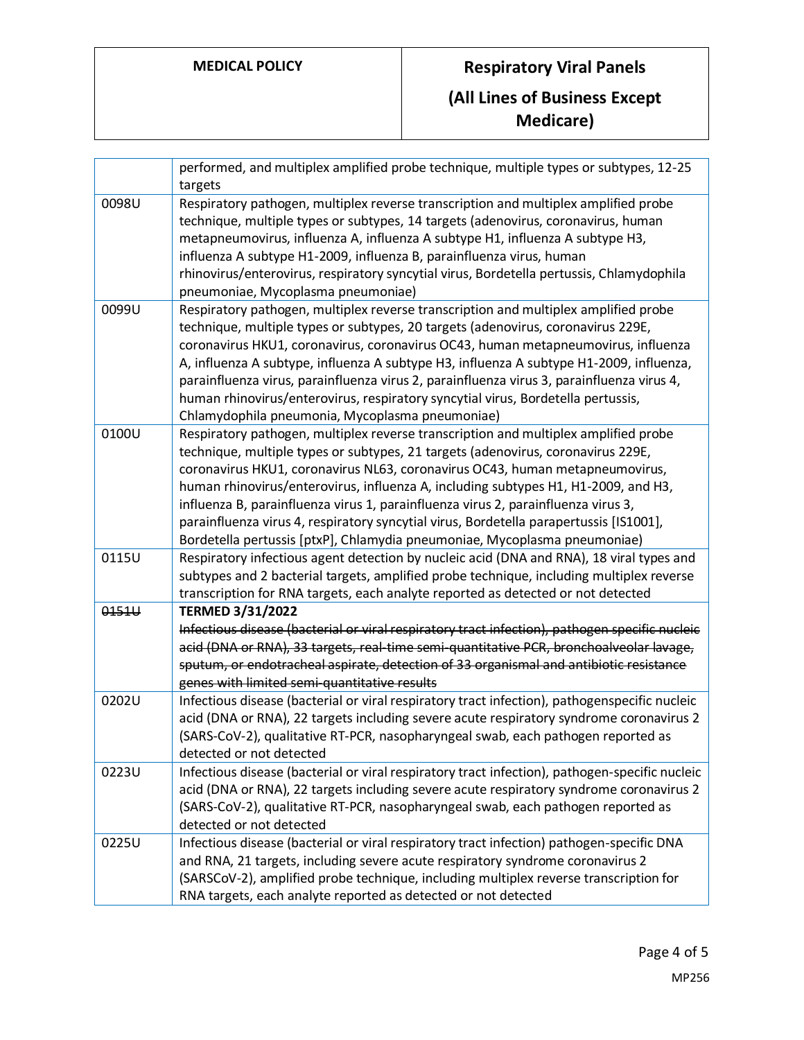| | |
|---|---|
| | performed, and multiplex amplified probe technique, multiple types or subtypes, 12-25 targets |
| 0098U | Respiratory pathogen, multiplex reverse transcription and multiplex amplified probe technique, multiple types or subtypes, 14 targets (adenovirus, coronavirus, human metapneumovirus, influenza A, influenza A subtype H1, influenza A subtype H3, influenza A subtype H1-2009, influenza B, parainfluenza virus, human rhinovirus/enterovirus, respiratory syncytial virus, Bordetella pertussis, Chlamydophila pneumoniae, Mycoplasma pneumoniae) |
| 0099U | Respiratory pathogen, multiplex reverse transcription and multiplex amplified probe technique, multiple types or subtypes, 20 targets (adenovirus, coronavirus 229E, coronavirus HKU1, coronavirus, coronavirus OC43, human metapneumovirus, influenza A, influenza A subtype, influenza A subtype H3, influenza A subtype H1-2009, influenza, parainfluenza virus, parainfluenza virus 2, parainfluenza virus 3, parainfluenza virus 4, human rhinovirus/enterovirus, respiratory syncytial virus, Bordetella pertussis, Chlamydophila pneumonia, Mycoplasma pneumoniae) |
| 0100U | Respiratory pathogen, multiplex reverse transcription and multiplex amplified probe technique, multiple types or subtypes, 21 targets (adenovirus, coronavirus 229E, coronavirus HKU1, coronavirus NL63, coronavirus OC43, human metapneumovirus, human rhinovirus/enterovirus, influenza A, including subtypes H1, H1-2009, and H3, influenza B, parainfluenza virus 1, parainfluenza virus 2, parainfluenza virus 3, parainfluenza virus 4, respiratory syncytial virus, Bordetella parapertussis [IS1001], Bordetella pertussis [ptxP], Chlamydia pneumoniae, Mycoplasma pneumoniae) |
| 0115U | Respiratory infectious agent detection by nucleic acid (DNA and RNA), 18 viral types and subtypes and 2 bacterial targets, amplified probe technique, including multiplex reverse transcription for RNA targets, each analyte reported as detected or not detected |
| ~~0151U~~ | **TERMED 3/31/2022** ~~Infectious disease (bacterial or viral respiratory tract infection), pathogen specific nucleic acid (DNA or RNA), 33 targets, real-time semi-quantitative PCR, bronchoalveolar lavage, sputum, or endotracheal aspirate, detection of 33 organismal and antibiotic resistance genes with limited semi-quantitative results~~ |
| 0202U | Infectious disease (bacterial or viral respiratory tract infection), pathogenspecific nucleic acid (DNA or RNA), 22 targets including severe acute respiratory syndrome coronavirus 2 (SARS-CoV-2), qualitative RT-PCR, nasopharyngeal swab, each pathogen reported as detected or not detected |
| 0223U | Infectious disease (bacterial or viral respiratory tract infection), pathogen-specific nucleic acid (DNA or RNA), 22 targets including severe acute respiratory syndrome coronavirus 2 (SARS-CoV-2), qualitative RT-PCR, nasopharyngeal swab, each pathogen reported as detected or not detected |
| 0225U | Infectious disease (bacterial or viral respiratory tract infection) pathogen-specific DNA and RNA, 21 targets, including severe acute respiratory syndrome coronavirus 2 (SARSCoV-2), amplified probe technique, including multiplex reverse transcription for RNA targets, each analyte reported as detected or not detected |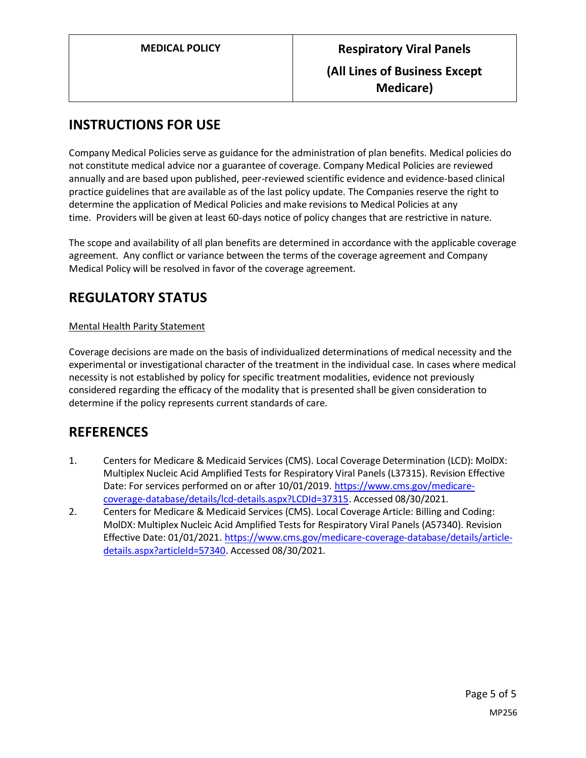## INSTRUCTIONS FOR USE

Company Medical Policies serve as guidance for the administration of plan benefits. Medical policies do not constitute medical advice nor a guarantee of coverage. Company Medical Policies are reviewed annually and are based upon published, peer-reviewed scientific evidence and evidence-based clinical practice guidelines that are available as of the last policy update. The Companies reserve the right to determine the application of Medical Policies and make revisions to Medical Policies at any time. Providers will be given at least 60-days notice of policy changes that are restrictive in nature.

The scope and availability of all plan benefits are determined in accordance with the applicable coverage agreement. Any conflict or variance between the terms of the coverage agreement and Company Medical Policy will be resolved in favor of the coverage agreement.

## REGULATORY STATUS

Mental Health Parity Statement

Coverage decisions are made on the basis of individualized determinations of medical necessity and the experimental or investigational character of the treatment in the individual case. In cases where medical necessity is not established by policy for specific treatment modalities, evidence not previously considered regarding the efficacy of the modality that is presented shall be given consideration to determine if the policy represents current standards of care.

## REFERENCES

1. Centers for Medicare & Medicaid Services (CMS). Local Coverage Determination (LCD): MolDX: Multiplex Nucleic Acid Amplified Tests for Respiratory Viral Panels (L37315). Revision Effective Date: For services performed on or after 10/01/2019. https://www.cms.gov/medicare-coverage-database/details/lcd-details.aspx?LCDId=37315. Accessed 08/30/2021.
2. Centers for Medicare & Medicaid Services (CMS). Local Coverage Article: Billing and Coding: MolDX: Multiplex Nucleic Acid Amplified Tests for Respiratory Viral Panels (A57340). Revision Effective Date: 01/01/2021. https://www.cms.gov/medicare-coverage-database/details/article-details.aspx?articleId=57340. Accessed 08/30/2021.